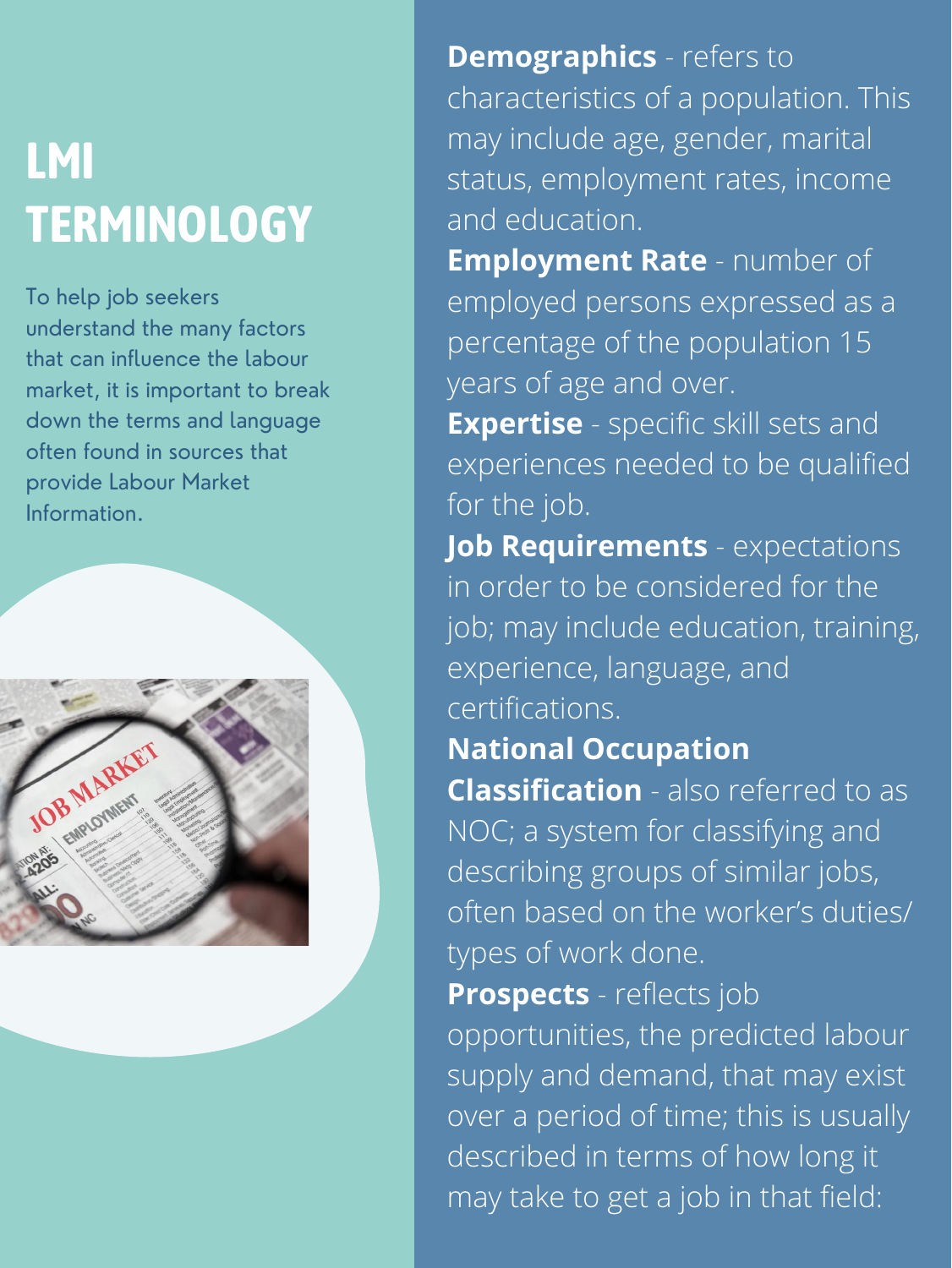# LMI TERMINOLOGY

To help job seekers understand the many factors that can influence the labour market, it is important to break down the terms and language often found in sources that provide Labour Market Information.

**Demographics** - refers to characteristics of a population. This may include age, gender, marital status, employment rates, income and education.

**Employment Rate** - number of employed persons expressed as a percentage of the population 15 years of age and over.

**Expertise** - specific skill sets and experiences needed to be qualified for the job.

**Job Requirements** - expectations in order to be considered for the job; may include education, training, experience, language, and certifications.

**National Occupation Classification** - also referred to as NOC; a system for classifying and describing groups of similar jobs, often based on the worker's duties/ types of work done.

**Prospects** - reflects job opportunities, the predicted labour supply and demand, that may exist over a period of time; this is usually described in terms of how long it may take to get a job in that field: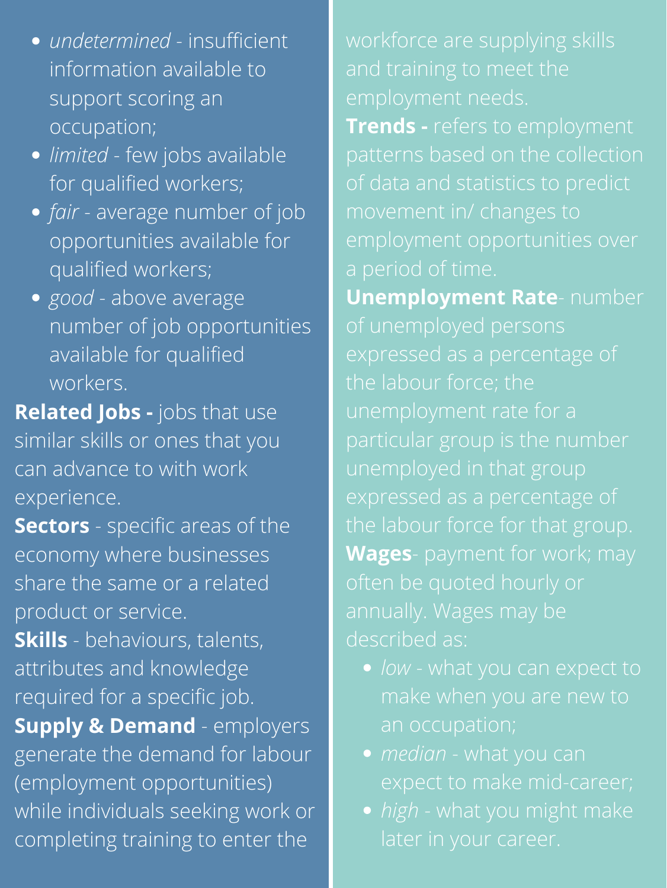- *undetermined* - insufficient information available to support scoring an occupation;
- *limited* - few jobs available for qualified workers;
- *fair* - average number of job opportunities available for qualified workers;
- *good* - above average number of job opportunities available for qualified workers.

**Related Jobs -** jobs that use similar skills or ones that you can advance to with work experience.

**Sectors** - specific areas of the economy where businesses share the same or a related product or service.

**Skills** - behaviours, talents, attributes and knowledge required for a specific job.

**Supply & Demand** - employers generate the demand for labour (employment opportunities) while individuals seeking work or completing training to enter the workforce are supplying skills and training to meet the employment needs.

**Trends -** refers to employment patterns based on the collection of data and statistics to predict movement in/ changes to employment opportunities over a period of time.

**Unemployment Rate**- number of unemployed persons expressed as a percentage of the labour force; the unemployment rate for a particular group is the number unemployed in that group expressed as a percentage of the labour force for that group.

**Wages**- payment for work; may often be quoted hourly or annually. Wages may be described as:

- *low* - what you can expect to make when you are new to an occupation;
- *median* - what you can expect to make mid-career;
- *high* - what you might make later in your career.